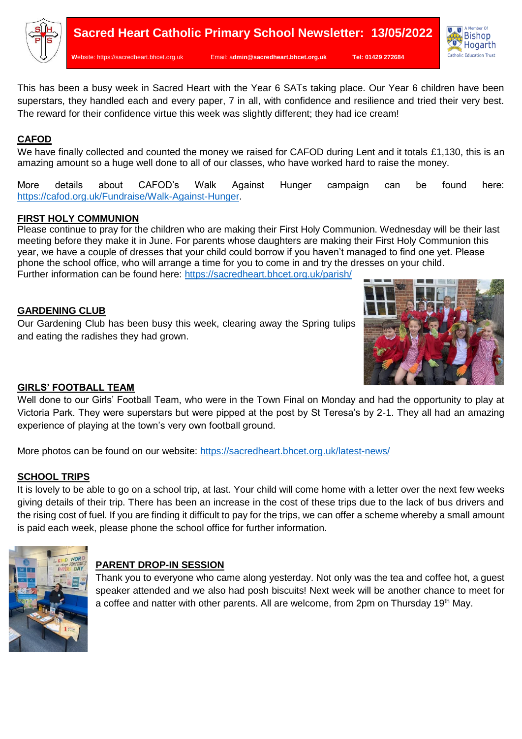# Sacred Heart Catholic Primary School Newsletter: 13/05/2022

Website: https://sacredheart.bhcet.org.uk Email: **admin@sacredheart.bhcet.org.uk** **Tel: 01429 272684**

A Member Of Bishop Hogarth Catholic Education Trust

This has been a busy week in Sacred Heart with the Year 6 SATs taking place. Our Year 6 children have been superstars, they handled each and every paper, 7 in all, with confidence and resilience and tried their very best. The reward for their confidence virtue this week was slightly different; they had ice cream!

## CAFOD

We have finally collected and counted the money we raised for CAFOD during Lent and it totals £1,130, this is an amazing amount so a huge well done to all of our classes, who have worked hard to raise the money.

More details about CAFOD's Walk Against Hunger campaign can be found here: https://cafod.org.uk/Fundraise/Walk-Against-Hunger.

## FIRST HOLY COMMUNION

Please continue to pray for the children who are making their First Holy Communion. Wednesday will be their last meeting before they make it in June. For parents whose daughters are making their First Holy Communion this year, we have a couple of dresses that your child could borrow if you haven't managed to find one yet. Please phone the school office, who will arrange a time for you to come in and try the dresses on your child.
Further information can be found here: https://sacredheart.bhcet.org.uk/parish/

## GARDENING CLUB

Our Gardening Club has been busy this week, clearing away the Spring tulips and eating the radishes they had grown.

## GIRLS' FOOTBALL TEAM

Well done to our Girls' Football Team, who were in the Town Final on Monday and had the opportunity to play at Victoria Park. They were superstars but were pipped at the post by St Teresa's by 2-1. They all had an amazing experience of playing at the town's very own football ground.

More photos can be found on our website: https://sacredheart.bhcet.org.uk/latest-news/

## SCHOOL TRIPS

It is lovely to be able to go on a school trip, at last. Your child will come home with a letter over the next few weeks giving details of their trip. There has been an increase in the cost of these trips due to the lack of bus drivers and the rising cost of fuel. If you are finding it difficult to pay for the trips, we can offer a scheme whereby a small amount is paid each week, please phone the school office for further information.

## PARENT DROP-IN SESSION

Thank you to everyone who came along yesterday. Not only was the tea and coffee hot, a guest speaker attended and we also had posh biscuits! Next week will be another chance to meet for a coffee and natter with other parents. All are welcome, from 2pm on Thursday 19th May.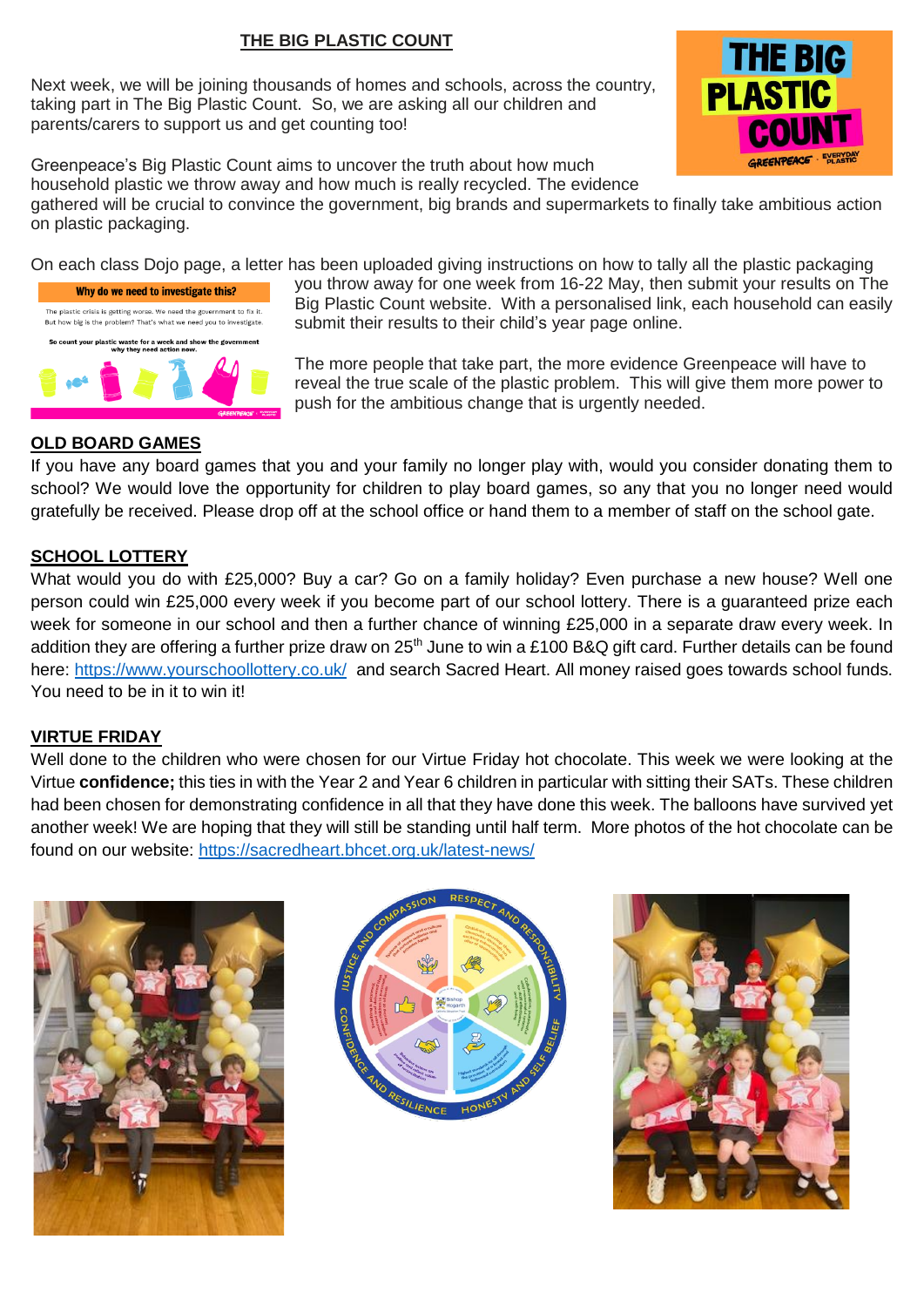## THE BIG PLASTIC COUNT

Next week, we will be joining thousands of homes and schools, across the country, taking part in The Big Plastic Count. So, we are asking all our children and parents/carers to support us and get counting too!

Greenpeace's Big Plastic Count aims to uncover the truth about how much household plastic we throw away and how much is really recycled. The evidence gathered will be crucial to convince the government, big brands and supermarkets to finally take ambitious action on plastic packaging.

On each class Dojo page, a letter has been uploaded giving instructions on how to tally all the plastic packaging you throw away for one week from 16-22 May, then submit your results on The Big Plastic Count website. With a personalised link, each household can easily submit their results to their child's year page online.

The more people that take part, the more evidence Greenpeace will have to reveal the true scale of the plastic problem. This will give them more power to push for the ambitious change that is urgently needed.

## OLD BOARD GAMES

If you have any board games that you and your family no longer play with, would you consider donating them to school? We would love the opportunity for children to play board games, so any that you no longer need would gratefully be received. Please drop off at the school office or hand them to a member of staff on the school gate.

## SCHOOL LOTTERY

What would you do with £25,000? Buy a car? Go on a family holiday? Even purchase a new house? Well one person could win £25,000 every week if you become part of our school lottery. There is a guaranteed prize each week for someone in our school and then a further chance of winning £25,000 in a separate draw every week. In addition they are offering a further prize draw on 25th June to win a £100 B&Q gift card. Further details can be found here: https://www.yourschoollottery.co.uk/ and search Sacred Heart. All money raised goes towards school funds. You need to be in it to win it!

## VIRTUE FRIDAY

Well done to the children who were chosen for our Virtue Friday hot chocolate. This week we were looking at the Virtue **confidence;** this ties in with the Year 2 and Year 6 children in particular with sitting their SATs. These children had been chosen for demonstrating confidence in all that they have done this week. The balloons have survived yet another week! We are hoping that they will still be standing until half term. More photos of the hot chocolate can be found on our website: https://sacredheart.bhcet.org.uk/latest-news/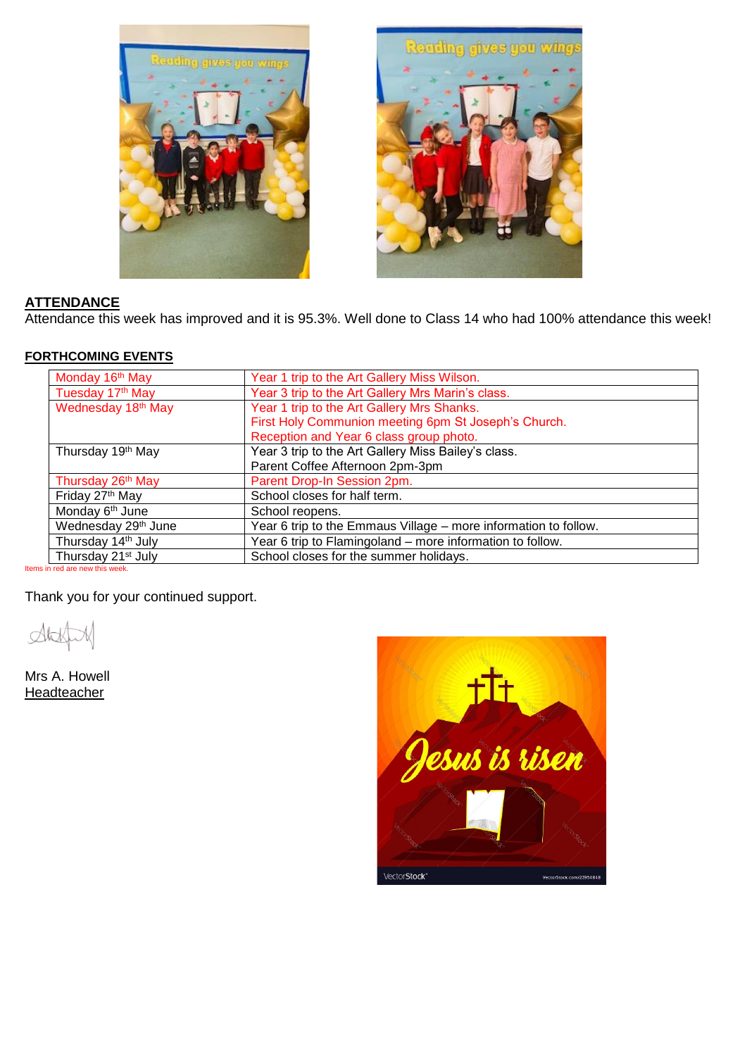## ATTENDANCE

Attendance this week has improved and it is 95.3%. Well done to Class 14 who had 100% attendance this week!

## FORTHCOMING EVENTS

| | |
|---|---|
| Monday 16th May | Year 1 trip to the Art Gallery Miss Wilson. |
| Tuesday 17th May | Year 3 trip to the Art Gallery Mrs Marin's class. |
| Wednesday 18th May | Year 1 trip to the Art Gallery Mrs Shanks.<br>First Holy Communion meeting 6pm St Joseph's Church.<br>Reception and Year 6 class group photo. |
| Thursday 19th May | Year 3 trip to the Art Gallery Miss Bailey's class.<br>Parent Coffee Afternoon 2pm-3pm |
| Thursday 26th May | Parent Drop-In Session 2pm. |
| Friday 27th May | School closes for half term. |
| Monday 6th June | School reopens. |
| Wednesday 29th June | Year 6 trip to the Emmaus Village – more information to follow. |
| Thursday 14th July | Year 6 trip to Flamingoland – more information to follow. |
| Thursday 21st July | School closes for the summer holidays. |

Items in red are new this week.

Thank you for your continued support.

Mrs A. Howell
Headteacher